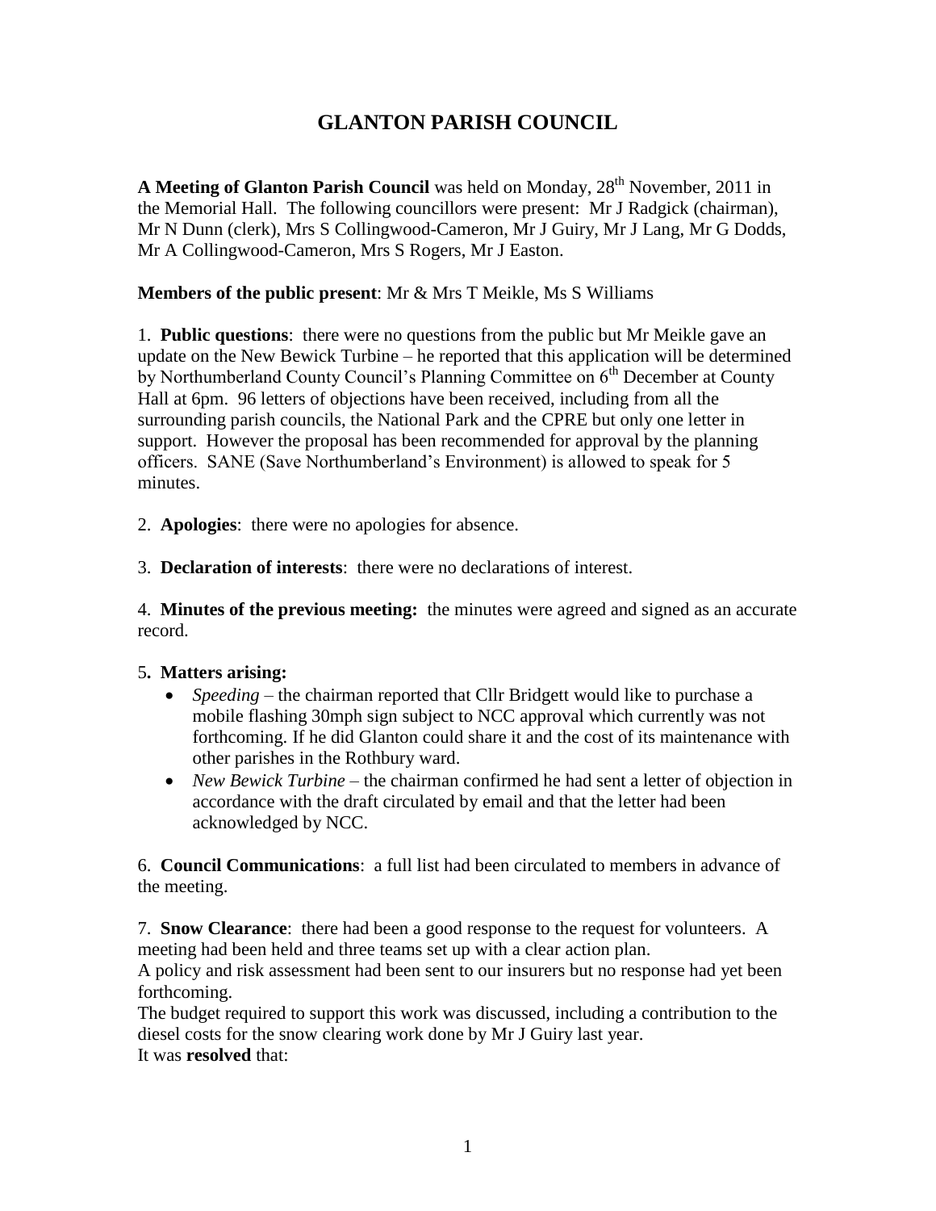# GLANTON PARISH COUNCIL

**A Meeting of Glanton Parish Council** was held on Monday, 28th November, 2011 in the Memorial Hall. The following councillors were present: Mr J Radgick (chairman), Mr N Dunn (clerk), Mrs S Collingwood-Cameron, Mr J Guiry, Mr J Lang, Mr G Dodds, Mr A Collingwood-Cameron, Mrs S Rogers, Mr J Easton.

**Members of the public present**: Mr & Mrs T Meikle, Ms S Williams

1. **Public questions**: there were no questions from the public but Mr Meikle gave an update on the New Bewick Turbine – he reported that this application will be determined by Northumberland County Council's Planning Committee on 6th December at County Hall at 6pm. 96 letters of objections have been received, including from all the surrounding parish councils, the National Park and the CPRE but only one letter in support. However the proposal has been recommended for approval by the planning officers. SANE (Save Northumberland's Environment) is allowed to speak for 5 minutes.

2. **Apologies**: there were no apologies for absence.

3. **Declaration of interests**: there were no declarations of interest.

4. **Minutes of the previous meeting:** the minutes were agreed and signed as an accurate record.

5**. Matters arising:**

- *Speeding* – the chairman reported that Cllr Bridgett would like to purchase a mobile flashing 30mph sign subject to NCC approval which currently was not forthcoming. If he did Glanton could share it and the cost of its maintenance with other parishes in the Rothbury ward.
- *New Bewick Turbine* – the chairman confirmed he had sent a letter of objection in accordance with the draft circulated by email and that the letter had been acknowledged by NCC.

6. **Council Communications**: a full list had been circulated to members in advance of the meeting.

7. **Snow Clearance**: there had been a good response to the request for volunteers. A meeting had been held and three teams set up with a clear action plan.
A policy and risk assessment had been sent to our insurers but no response had yet been forthcoming.
The budget required to support this work was discussed, including a contribution to the diesel costs for the snow clearing work done by Mr J Guiry last year.
It was **resolved** that: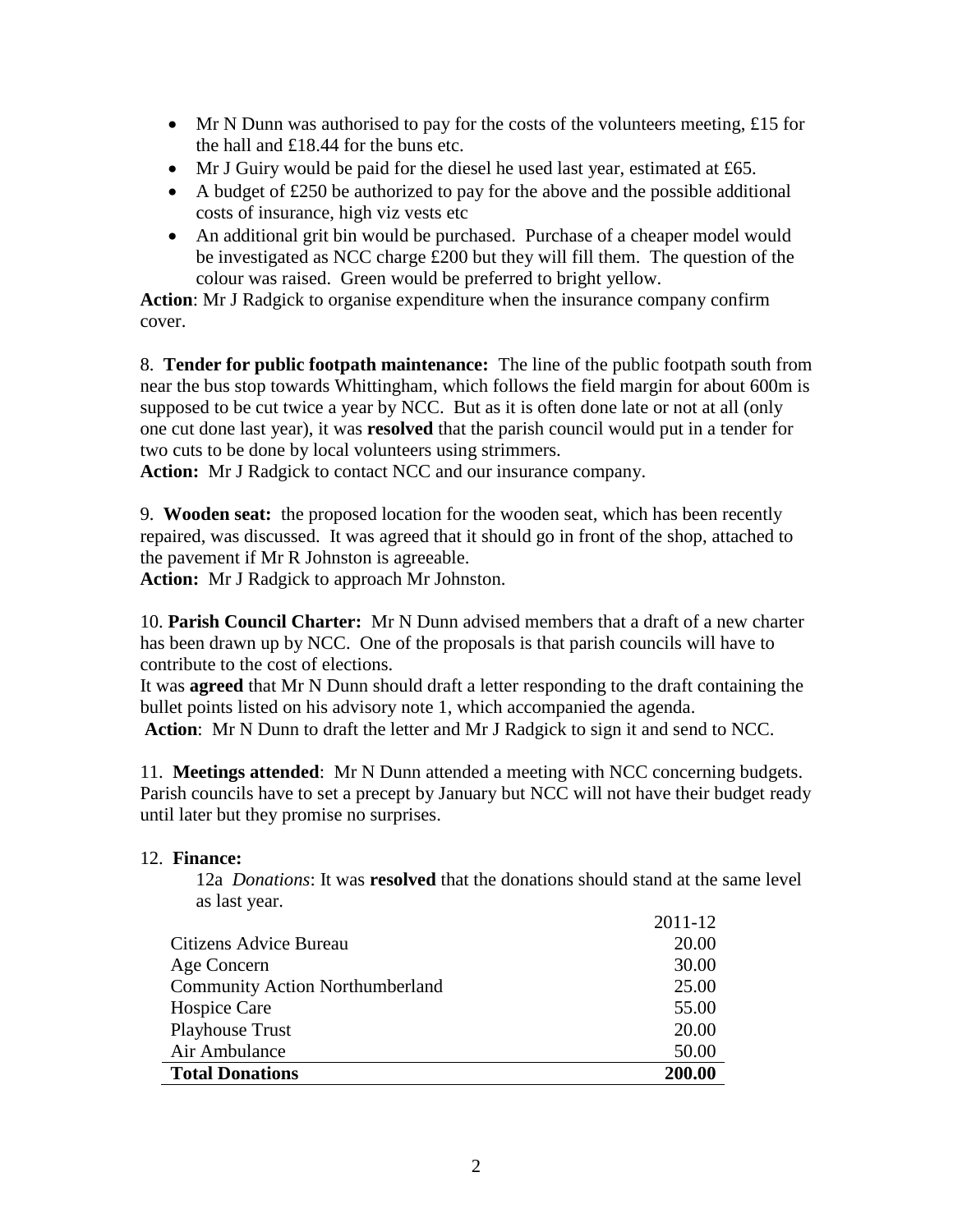- Mr N Dunn was authorised to pay for the costs of the volunteers meeting, £15 for the hall and £18.44 for the buns etc.
- Mr J Guiry would be paid for the diesel he used last year, estimated at £65.
- A budget of £250 be authorized to pay for the above and the possible additional costs of insurance, high viz vests etc
- An additional grit bin would be purchased. Purchase of a cheaper model would be investigated as NCC charge £200 but they will fill them. The question of the colour was raised. Green would be preferred to bright yellow.

**Action**: Mr J Radgick to organise expenditure when the insurance company confirm cover.

8. **Tender for public footpath maintenance:** The line of the public footpath south from near the bus stop towards Whittingham, which follows the field margin for about 600m is supposed to be cut twice a year by NCC. But as it is often done late or not at all (only one cut done last year), it was **resolved** that the parish council would put in a tender for two cuts to be done by local volunteers using strimmers.

**Action:** Mr J Radgick to contact NCC and our insurance company.

9. **Wooden seat:** the proposed location for the wooden seat, which has been recently repaired, was discussed. It was agreed that it should go in front of the shop, attached to the pavement if Mr R Johnston is agreeable.

**Action:** Mr J Radgick to approach Mr Johnston.

10. **Parish Council Charter:** Mr N Dunn advised members that a draft of a new charter has been drawn up by NCC. One of the proposals is that parish councils will have to contribute to the cost of elections.

It was **agreed** that Mr N Dunn should draft a letter responding to the draft containing the bullet points listed on his advisory note 1, which accompanied the agenda.

**Action**: Mr N Dunn to draft the letter and Mr J Radgick to sign it and send to NCC.

11. **Meetings attended**: Mr N Dunn attended a meeting with NCC concerning budgets. Parish councils have to set a precept by January but NCC will not have their budget ready until later but they promise no surprises.

12. **Finance:**

12a *Donations*: It was **resolved** that the donations should stand at the same level as last year.

| | 2011-12 |
|---|---|
| Citizens Advice Bureau | 20.00 |
| Age Concern | 30.00 |
| Community Action Northumberland | 25.00 |
| Hospice Care | 55.00 |
| Playhouse Trust | 20.00 |
| Air Ambulance | 50.00 |
| **Total Donations** | **200.00** |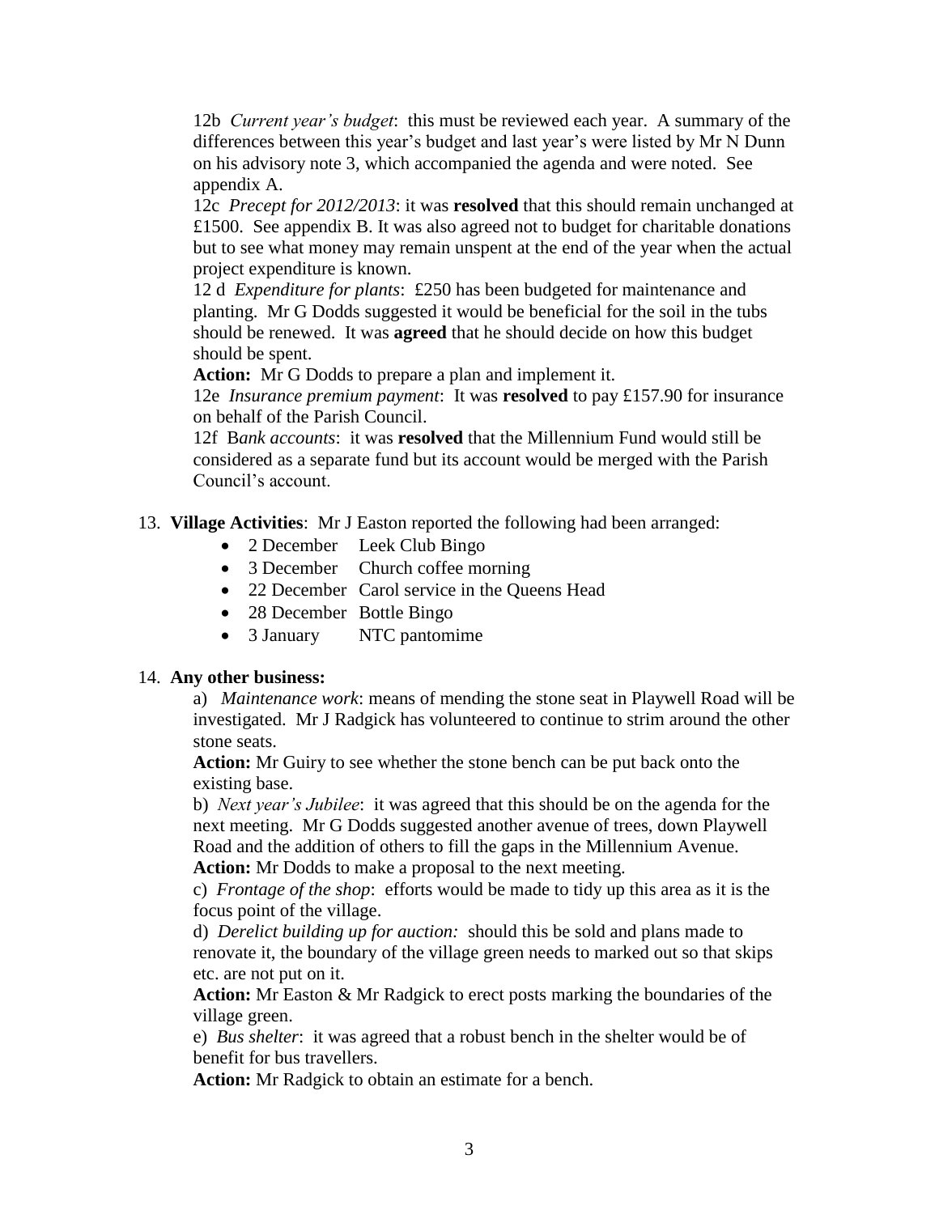12b *Current year's budget*: this must be reviewed each year. A summary of the differences between this year's budget and last year's were listed by Mr N Dunn on his advisory note 3, which accompanied the agenda and were noted. See appendix A.

12c *Precept for 2012/2013*: it was **resolved** that this should remain unchanged at £1500. See appendix B. It was also agreed not to budget for charitable donations but to see what money may remain unspent at the end of the year when the actual project expenditure is known.

12 d *Expenditure for plants*: £250 has been budgeted for maintenance and planting. Mr G Dodds suggested it would be beneficial for the soil in the tubs should be renewed. It was **agreed** that he should decide on how this budget should be spent.

**Action:** Mr G Dodds to prepare a plan and implement it.

12e *Insurance premium payment*: It was **resolved** to pay £157.90 for insurance on behalf of the Parish Council.

12f B*ank accounts*: it was **resolved** that the Millennium Fund would still be considered as a separate fund but its account would be merged with the Parish Council's account.

13. **Village Activities**: Mr J Easton reported the following had been arranged:
    - 2 December Leek Club Bingo
    - 3 December Church coffee morning
    - 22 December Carol service in the Queens Head
    - 28 December Bottle Bingo
    - 3 January NTC pantomime

14. **Any other business:**

a) *Maintenance work*: means of mending the stone seat in Playwell Road will be investigated. Mr J Radgick has volunteered to continue to strim around the other stone seats.

**Action:** Mr Guiry to see whether the stone bench can be put back onto the existing base.

b) *Next year's Jubilee*: it was agreed that this should be on the agenda for the next meeting. Mr G Dodds suggested another avenue of trees, down Playwell Road and the addition of others to fill the gaps in the Millennium Avenue.

**Action:** Mr Dodds to make a proposal to the next meeting.

c) *Frontage of the shop*: efforts would be made to tidy up this area as it is the focus point of the village.

d) *Derelict building up for auction:* should this be sold and plans made to renovate it, the boundary of the village green needs to marked out so that skips etc. are not put on it.

**Action:** Mr Easton & Mr Radgick to erect posts marking the boundaries of the village green.

e) *Bus shelter*: it was agreed that a robust bench in the shelter would be of benefit for bus travellers.

**Action:** Mr Radgick to obtain an estimate for a bench.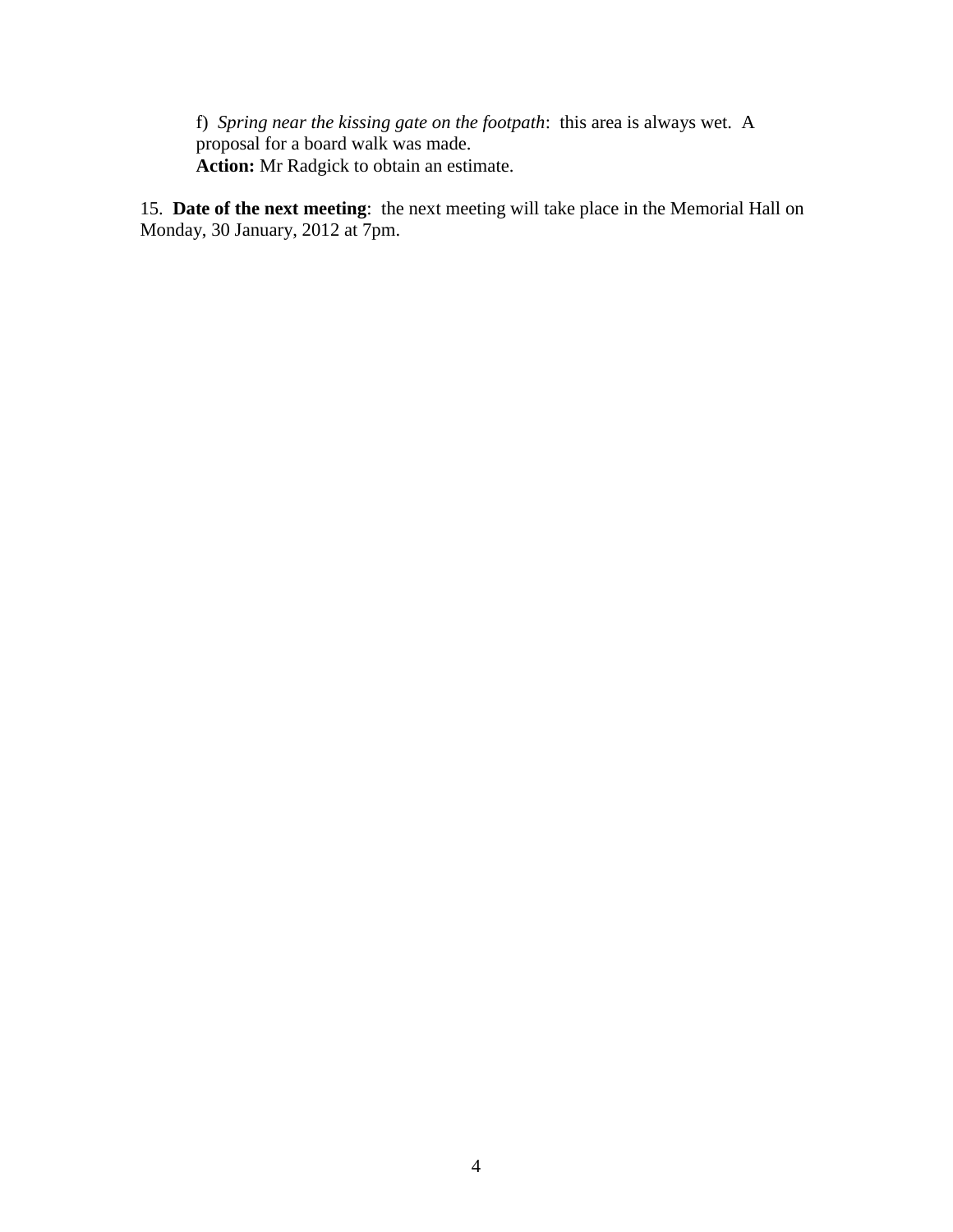f) *Spring near the kissing gate on the footpath*: this area is always wet. A proposal for a board walk was made.
**Action:** Mr Radgick to obtain an estimate.

15. **Date of the next meeting**: the next meeting will take place in the Memorial Hall on Monday, 30 January, 2012 at 7pm.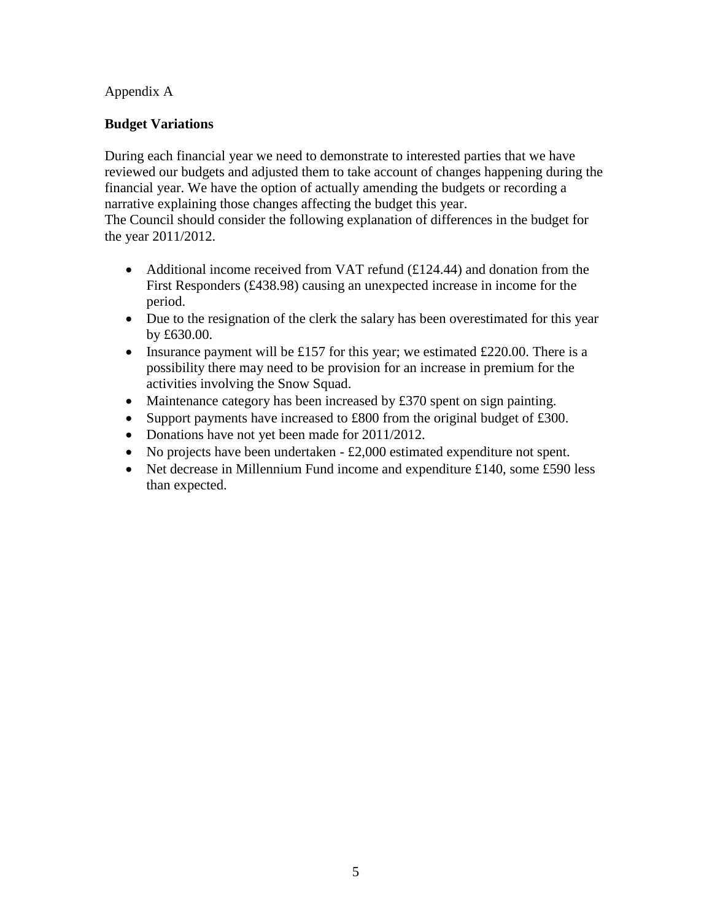Appendix A

## Budget Variations

During each financial year we need to demonstrate to interested parties that we have reviewed our budgets and adjusted them to take account of changes happening during the financial year. We have the option of actually amending the budgets or recording a narrative explaining those changes affecting the budget this year.
The Council should consider the following explanation of differences in the budget for the year 2011/2012.

- Additional income received from VAT refund (£124.44) and donation from the First Responders (£438.98) causing an unexpected increase in income for the period.
- Due to the resignation of the clerk the salary has been overestimated for this year by £630.00.
- Insurance payment will be £157 for this year; we estimated £220.00. There is a possibility there may need to be provision for an increase in premium for the activities involving the Snow Squad.
- Maintenance category has been increased by £370 spent on sign painting.
- Support payments have increased to £800 from the original budget of £300.
- Donations have not yet been made for 2011/2012.
- No projects have been undertaken - £2,000 estimated expenditure not spent.
- Net decrease in Millennium Fund income and expenditure £140, some £590 less than expected.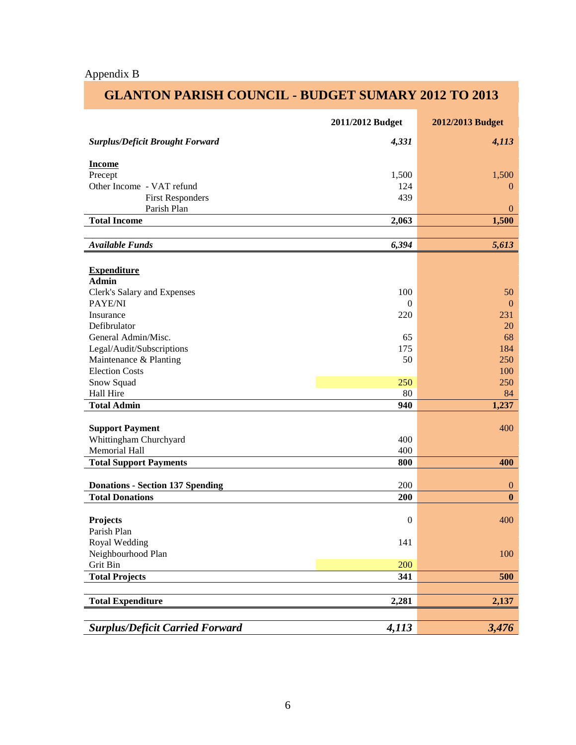Appendix B

# GLANTON PARISH COUNCIL - BUDGET SUMARY 2012 TO 2013

| | 2011/2012 Budget | 2012/2013 Budget |
|---|---|---|
| ***Surplus/Deficit Brought Forward*** | ***4,331*** | ***4,113*** |
| **Income** | | |
| Precept | 1,500 | 1,500 |
| Other Income - VAT refund | 124 | 0 |
| First Responders | 439 | |
| Parish Plan | | 0 |
| **Total Income** | **2,063** | **1,500** |
| ***Available Funds*** | ***6,394*** | ***5,613*** |
| **Expenditure** | | |
| **Admin** | | |
| Clerk's Salary and Expenses | 100 | 50 |
| PAYE/NI | 0 | 0 |
| Insurance | 220 | 231 |
| Defibrulator | | 20 |
| General Admin/Misc. | 65 | 68 |
| Legal/Audit/Subscriptions | 175 | 184 |
| Maintenance & Planting | 50 | 250 |
| Election Costs | | 100 |
| Snow Squad | 250 | 250 |
| Hall Hire | 80 | 84 |
| **Total Admin** | **940** | **1,237** |
| **Support Payment** | | 400 |
| Whittingham Churchyard | 400 | |
| Memorial Hall | 400 | |
| **Total Support Payments** | **800** | **400** |
| **Donations - Section 137 Spending** | 200 | 0 |
| **Total Donations** | **200** | **0** |
| **Projects** | 0 | 400 |
| Parish Plan | | |
| Royal Wedding | 141 | |
| Neighbourhood Plan | | 100 |
| Grit Bin | 200 | |
| **Total Projects** | **341** | **500** |
| **Total Expenditure** | **2,281** | **2,137** |
| ***Surplus/Deficit Carried Forward*** | ***4,113*** | ***3,476*** |